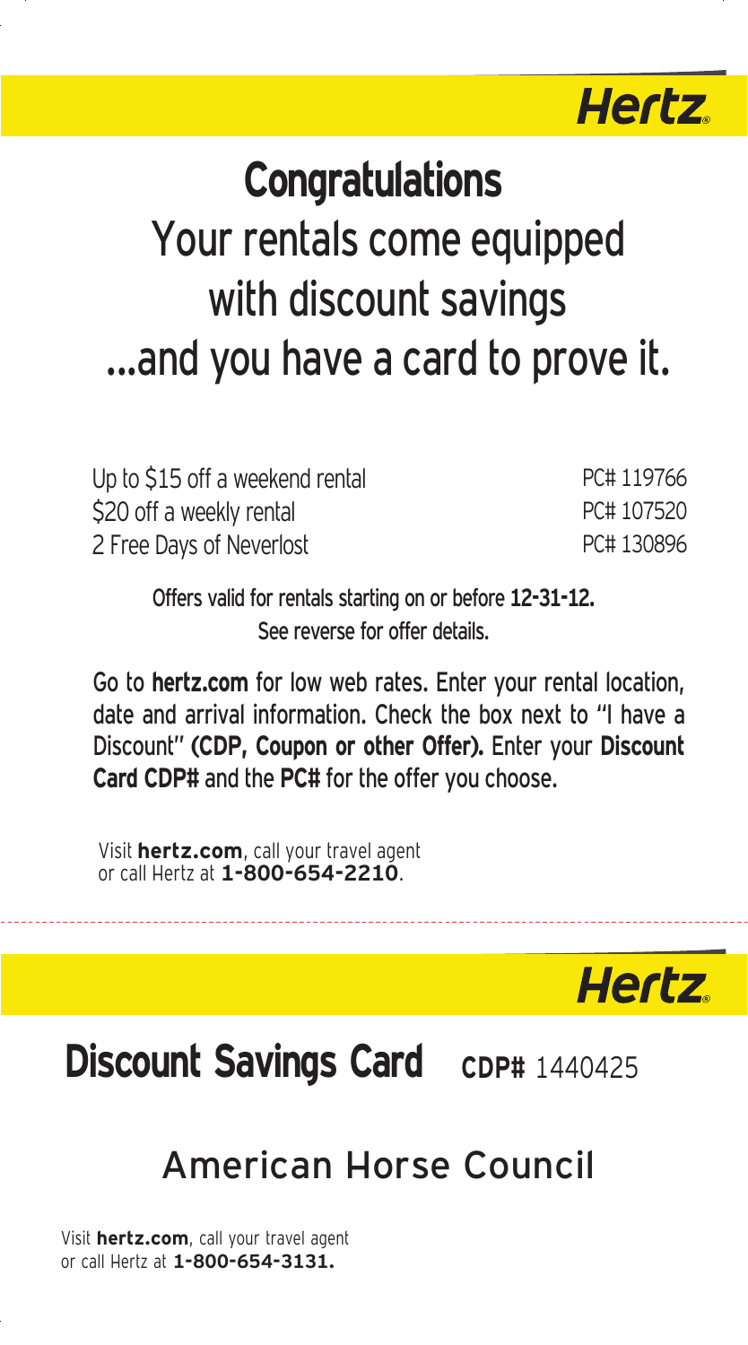Hertz

# Congratulations

## Your rentals come equipped with discount savings ...and you have a card to prove it.

| | |
|---|---|
| Up to $15 off a weekend rental | PC# 119766 |
| $20 off a weekly rental | PC# 107520 |
| 2 Free Days of Neverlost | PC# 130896 |

Offers valid for rentals starting on or before **12-31-12.**
See reverse for offer details.

Go to **hertz.com** for low web rates. Enter your rental location, date and arrival information. Check the box next to "I have a Discount" **(CDP, Coupon or other Offer).** Enter your **Discount Card CDP#** and the **PC#** for the offer you choose.

Visit **hertz.com**, call your travel agent or call Hertz at **1-800-654-2210**.

---

Hertz

# Discount Savings Card **CDP#** 1440425

## American Horse Council

Visit **hertz.com**, call your travel agent or call Hertz at **1-800-654-3131.**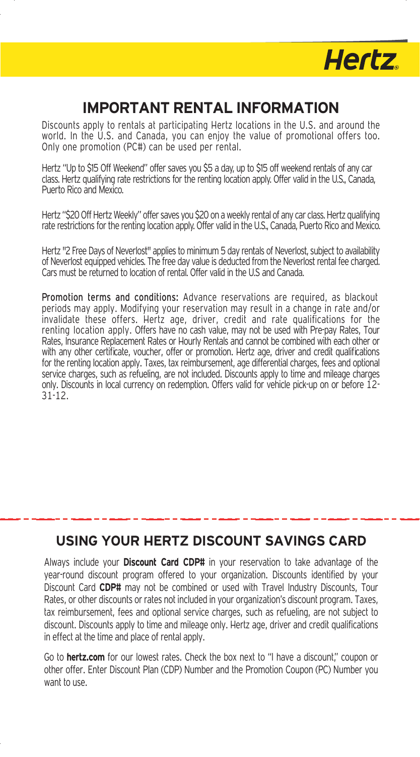Hertz

# IMPORTANT RENTAL INFORMATION

Discounts apply to rentals at participating Hertz locations in the U.S. and around the world. In the U.S. and Canada, you can enjoy the value of promotional offers too. Only one promotion (PC#) can be used per rental.

Hertz "Up to $15 Off Weekend" offer saves you $5 a day, up to $15 off weekend rentals of any car class. Hertz qualifying rate restrictions for the renting location apply. Offer valid in the U.S., Canada, Puerto Rico and Mexico.

Hertz "$20 Off Hertz Weekly" offer saves you $20 on a weekly rental of any car class. Hertz qualifying rate restrictions for the renting location apply. Offer valid in the U.S., Canada, Puerto Rico and Mexico.

Hertz "2 Free Days of Neverlost" applies to minimum 5 day rentals of Neverlost, subject to availability of Neverlost equipped vehicles. The free day value is deducted from the Neverlost rental fee charged. Cars must be returned to location of rental. Offer valid in the U.S and Canada.

**Promotion terms and conditions:** Advance reservations are required, as blackout periods may apply. Modifying your reservation may result in a change in rate and/or invalidate these offers. Hertz age, driver, credit and rate qualifications for the renting location apply. Offers have no cash value, may not be used with Pre-pay Rates, Tour Rates, Insurance Replacement Rates or Hourly Rentals and cannot be combined with each other or with any other certificate, voucher, offer or promotion. Hertz age, driver and credit qualifications for the renting location apply. Taxes, tax reimbursement, age differential charges, fees and optional service charges, such as refueling, are not included. Discounts apply to time and mileage charges only. Discounts in local currency on redemption. Offers valid for vehicle pick-up on or before 12-31-12.

## USING YOUR HERTZ DISCOUNT SAVINGS CARD

Always include your **Discount Card CDP#** in your reservation to take advantage of the year-round discount program offered to your organization. Discounts identified by your Discount Card **CDP#** may not be combined or used with Travel Industry Discounts, Tour Rates, or other discounts or rates not included in your organization's discount program. Taxes, tax reimbursement, fees and optional service charges, such as refueling, are not subject to discount. Discounts apply to time and mileage only. Hertz age, driver and credit qualifications in effect at the time and place of rental apply.

Go to **hertz.com** for our lowest rates. Check the box next to "I have a discount," coupon or other offer. Enter Discount Plan (CDP) Number and the Promotion Coupon (PC) Number you want to use.